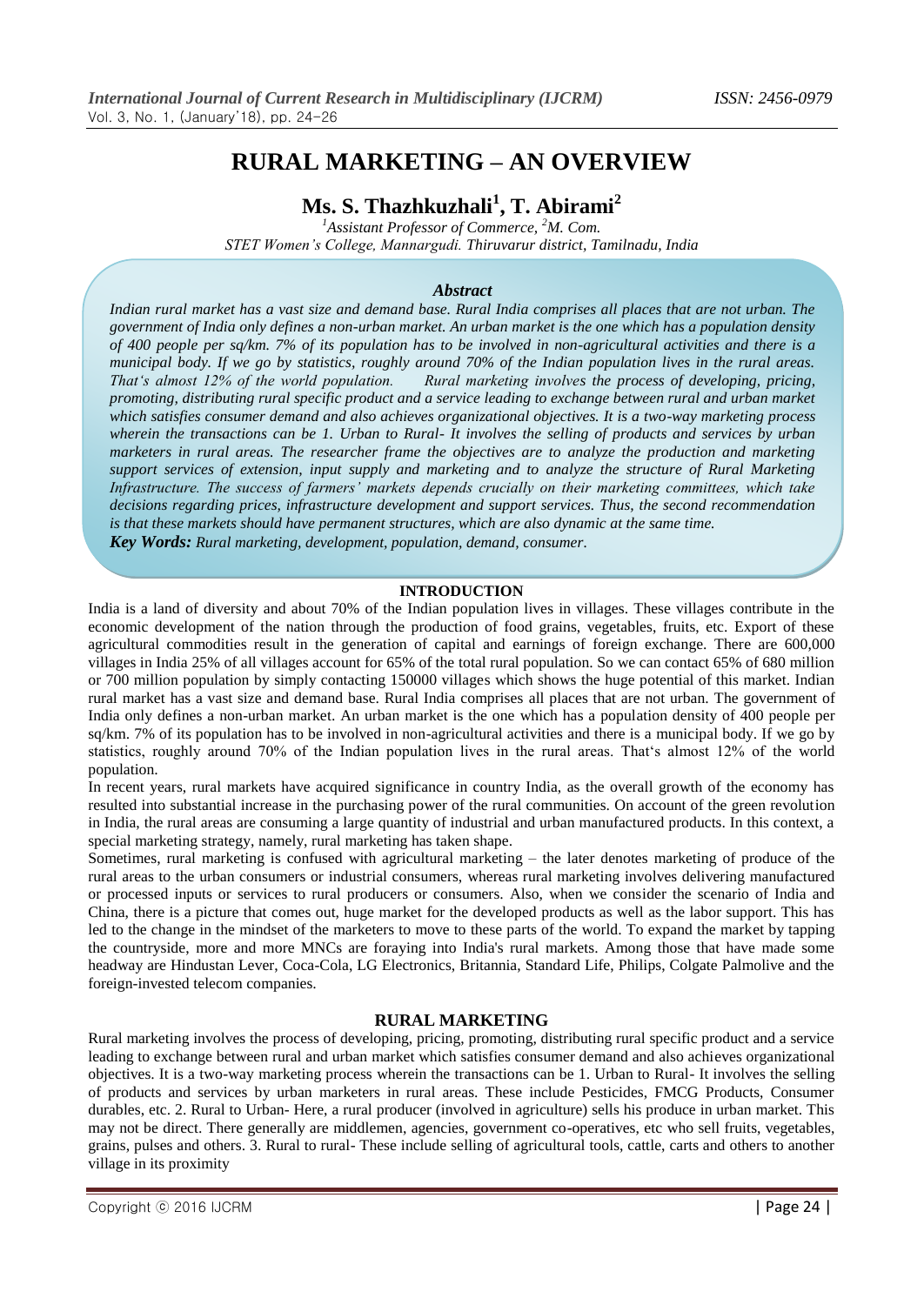# RURAL MARKETING – AN OVERVIEW

## Ms. S. Thazhkuzhali[1], T. Abirami[2]

[1]*Assistant Professor of Commerce,* [2]*M. Com.*
*STET Women's College, Mannargudi. Thiruvarur district, Tamilnadu, India*

### *Abstract*

*Indian rural market has a vast size and demand base. Rural India comprises all places that are not urban. The government of India only defines a non-urban market. An urban market is the one which has a population density of 400 people per sq/km. 7% of its population has to be involved in non-agricultural activities and there is a municipal body. If we go by statistics, roughly around 70% of the Indian population lives in the rural areas. That's almost 12% of the world population. Rural marketing involves the process of developing, pricing, promoting, distributing rural specific product and a service leading to exchange between rural and urban market which satisfies consumer demand and also achieves organizational objectives. It is a two-way marketing process wherein the transactions can be 1. Urban to Rural- It involves the selling of products and services by urban marketers in rural areas. The researcher frame the objectives are to analyze the production and marketing support services of extension, input supply and marketing and to analyze the structure of Rural Marketing Infrastructure. The success of farmers' markets depends crucially on their marketing committees, which take decisions regarding prices, infrastructure development and support services. Thus, the second recommendation is that these markets should have permanent structures, which are also dynamic at the same time.*

***Key Words:*** *Rural marketing, development, population, demand, consumer.*

### INTRODUCTION

India is a land of diversity and about 70% of the Indian population lives in villages. These villages contribute in the economic development of the nation through the production of food grains, vegetables, fruits, etc. Export of these agricultural commodities result in the generation of capital and earnings of foreign exchange. There are 600,000 villages in India 25% of all villages account for 65% of the total rural population. So we can contact 65% of 680 million or 700 million population by simply contacting 150000 villages which shows the huge potential of this market. Indian rural market has a vast size and demand base. Rural India comprises all places that are not urban. The government of India only defines a non-urban market. An urban market is the one which has a population density of 400 people per sq/km. 7% of its population has to be involved in non-agricultural activities and there is a municipal body. If we go by statistics, roughly around 70% of the Indian population lives in the rural areas. That's almost 12% of the world population.

In recent years, rural markets have acquired significance in country India, as the overall growth of the economy has resulted into substantial increase in the purchasing power of the rural communities. On account of the green revolution in India, the rural areas are consuming a large quantity of industrial and urban manufactured products. In this context, a special marketing strategy, namely, rural marketing has taken shape.

Sometimes, rural marketing is confused with agricultural marketing – the later denotes marketing of produce of the rural areas to the urban consumers or industrial consumers, whereas rural marketing involves delivering manufactured or processed inputs or services to rural producers or consumers. Also, when we consider the scenario of India and China, there is a picture that comes out, huge market for the developed products as well as the labor support. This has led to the change in the mindset of the marketers to move to these parts of the world. To expand the market by tapping the countryside, more and more MNCs are foraying into India's rural markets. Among those that have made some headway are Hindustan Lever, Coca-Cola, LG Electronics, Britannia, Standard Life, Philips, Colgate Palmolive and the foreign-invested telecom companies.

### RURAL MARKETING

Rural marketing involves the process of developing, pricing, promoting, distributing rural specific product and a service leading to exchange between rural and urban market which satisfies consumer demand and also achieves organizational objectives. It is a two-way marketing process wherein the transactions can be 1. Urban to Rural- It involves the selling of products and services by urban marketers in rural areas. These include Pesticides, FMCG Products, Consumer durables, etc. 2. Rural to Urban- Here, a rural producer (involved in agriculture) sells his produce in urban market. This may not be direct. There generally are middlemen, agencies, government co-operatives, etc who sell fruits, vegetables, grains, pulses and others. 3. Rural to rural- These include selling of agricultural tools, cattle, carts and others to another village in its proximity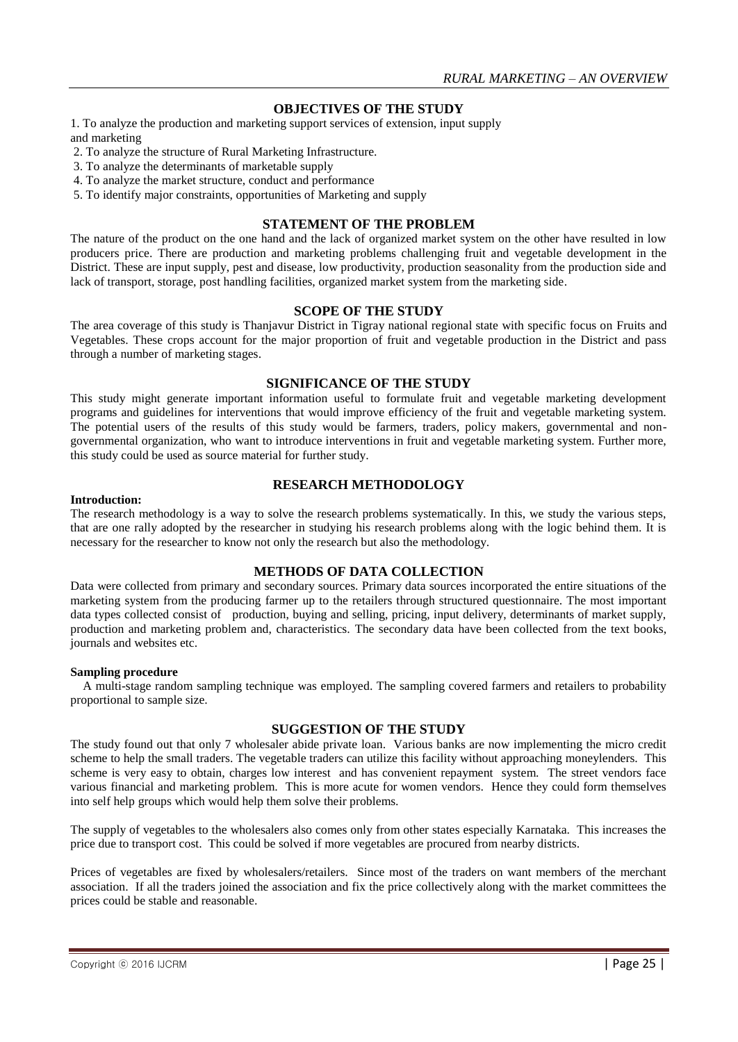## OBJECTIVES OF THE STUDY

1. To analyze the production and marketing support services of extension, input supply and marketing
2. To analyze the structure of Rural Marketing Infrastructure.
3. To analyze the determinants of marketable supply
4. To analyze the market structure, conduct and performance
5. To identify major constraints, opportunities of Marketing and supply

## STATEMENT OF THE PROBLEM

The nature of the product on the one hand and the lack of organized market system on the other have resulted in low producers price. There are production and marketing problems challenging fruit and vegetable development in the District. These are input supply, pest and disease, low productivity, production seasonality from the production side and lack of transport, storage, post handling facilities, organized market system from the marketing side.

## SCOPE OF THE STUDY

The area coverage of this study is Thanjavur District in Tigray national regional state with specific focus on Fruits and Vegetables. These crops account for the major proportion of fruit and vegetable production in the District and pass through a number of marketing stages.

## SIGNIFICANCE OF THE STUDY

This study might generate important information useful to formulate fruit and vegetable marketing development programs and guidelines for interventions that would improve efficiency of the fruit and vegetable marketing system. The potential users of the results of this study would be farmers, traders, policy makers, governmental and non-governmental organization, who want to introduce interventions in fruit and vegetable marketing system. Further more, this study could be used as source material for further study.

## RESEARCH METHODOLOGY

**Introduction:**

The research methodology is a way to solve the research problems systematically. In this, we study the various steps, that are one rally adopted by the researcher in studying his research problems along with the logic behind them. It is necessary for the researcher to know not only the research but also the methodology.

## METHODS OF DATA COLLECTION

Data were collected from primary and secondary sources. Primary data sources incorporated the entire situations of the marketing system from the producing farmer up to the retailers through structured questionnaire. The most important data types collected consist of production, buying and selling, pricing, input delivery, determinants of market supply, production and marketing problem and, characteristics. The secondary data have been collected from the text books, journals and websites etc.

**Sampling procedure**

A multi-stage random sampling technique was employed. The sampling covered farmers and retailers to probability proportional to sample size.

## SUGGESTION OF THE STUDY

The study found out that only 7 wholesaler abide private loan. Various banks are now implementing the micro credit scheme to help the small traders. The vegetable traders can utilize this facility without approaching moneylenders. This scheme is very easy to obtain, charges low interest and has convenient repayment system. The street vendors face various financial and marketing problem. This is more acute for women vendors. Hence they could form themselves into self help groups which would help them solve their problems.

The supply of vegetables to the wholesalers also comes only from other states especially Karnataka. This increases the price due to transport cost. This could be solved if more vegetables are procured from nearby districts.

Prices of vegetables are fixed by wholesalers/retailers. Since most of the traders on want members of the merchant association. If all the traders joined the association and fix the price collectively along with the market committees the prices could be stable and reasonable.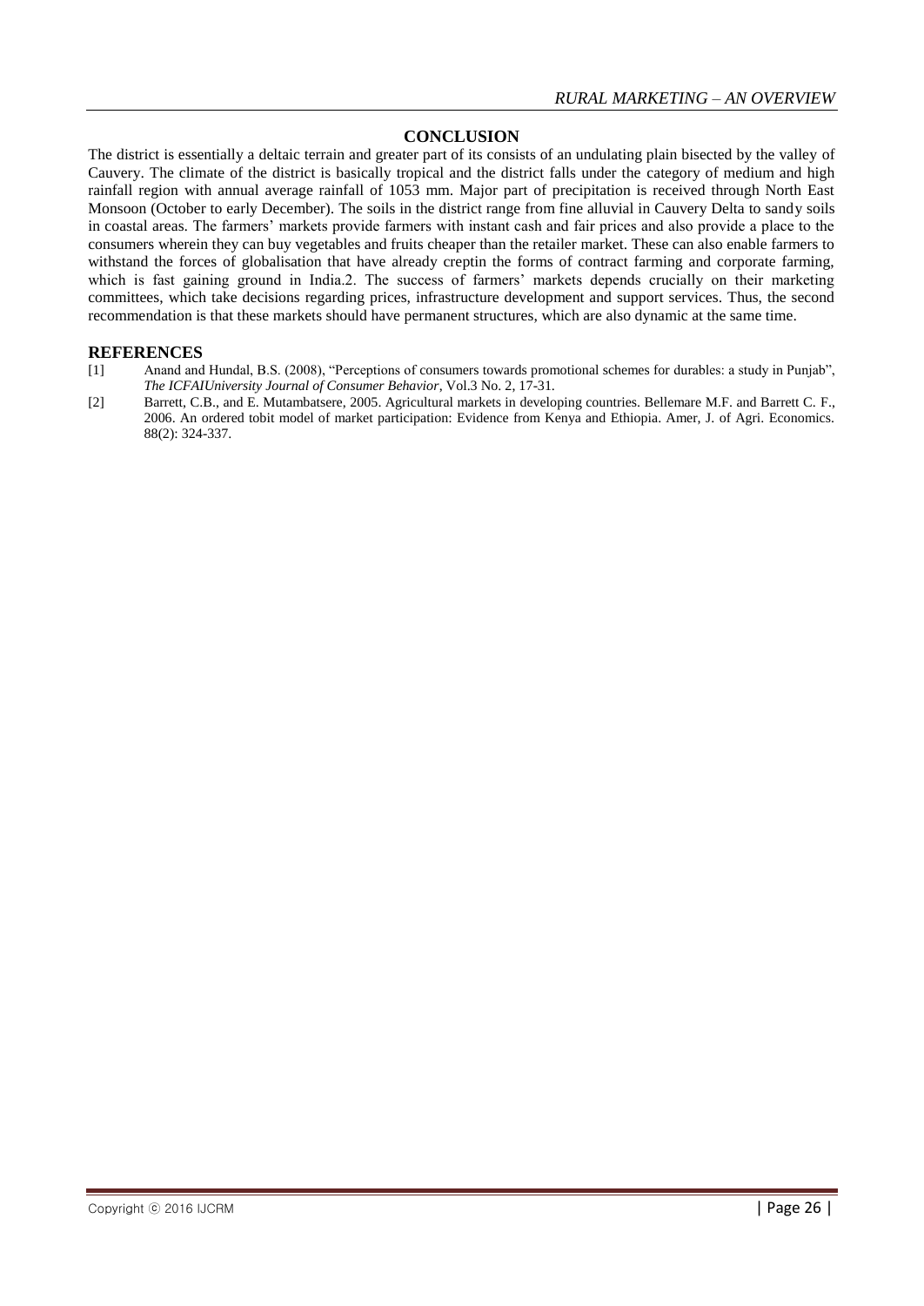## CONCLUSION

The district is essentially a deltaic terrain and greater part of its consists of an undulating plain bisected by the valley of Cauvery. The climate of the district is basically tropical and the district falls under the category of medium and high rainfall region with annual average rainfall of 1053 mm. Major part of precipitation is received through North East Monsoon (October to early December). The soils in the district range from fine alluvial in Cauvery Delta to sandy soils in coastal areas. The farmers' markets provide farmers with instant cash and fair prices and also provide a place to the consumers wherein they can buy vegetables and fruits cheaper than the retailer market. These can also enable farmers to withstand the forces of globalisation that have already creptin the forms of contract farming and corporate farming, which is fast gaining ground in India.2. The success of farmers' markets depends crucially on their marketing committees, which take decisions regarding prices, infrastructure development and support services. Thus, the second recommendation is that these markets should have permanent structures, which are also dynamic at the same time.

## REFERENCES

[1] Anand and Hundal, B.S. (2008), "Perceptions of consumers towards promotional schemes for durables: a study in Punjab", *The ICFAIUniversity Journal of Consumer Behavior*, Vol.3 No. 2, 17-31.

[2] Barrett, C.B., and E. Mutambatsere, 2005. Agricultural markets in developing countries. Bellemare M.F. and Barrett C. F., 2006. An ordered tobit model of market participation: Evidence from Kenya and Ethiopia. Amer, J. of Agri. Economics. 88(2): 324-337.